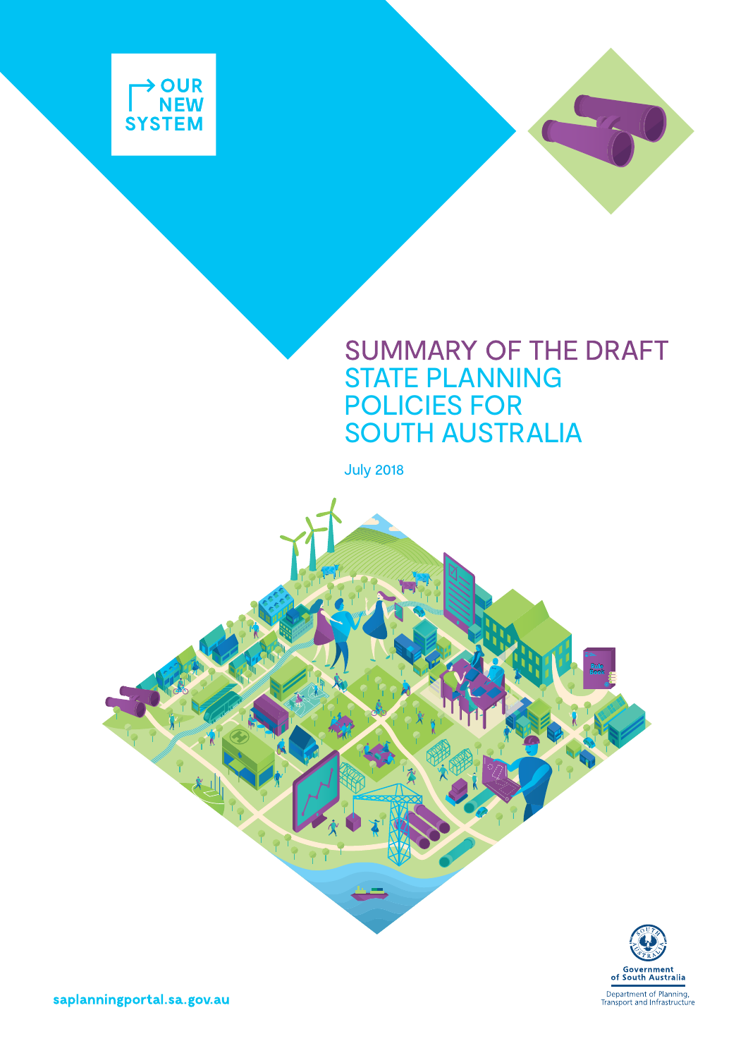OUR NEW SYSTEM

# SUMMARY OF THE DRAFT STATE PLANNING POLICIES FOR SOUTH AUSTRALIA

July 2018

saplanningportal.sa.gov.au

Government of South Australia

Department of Planning, Transport and Infrastructure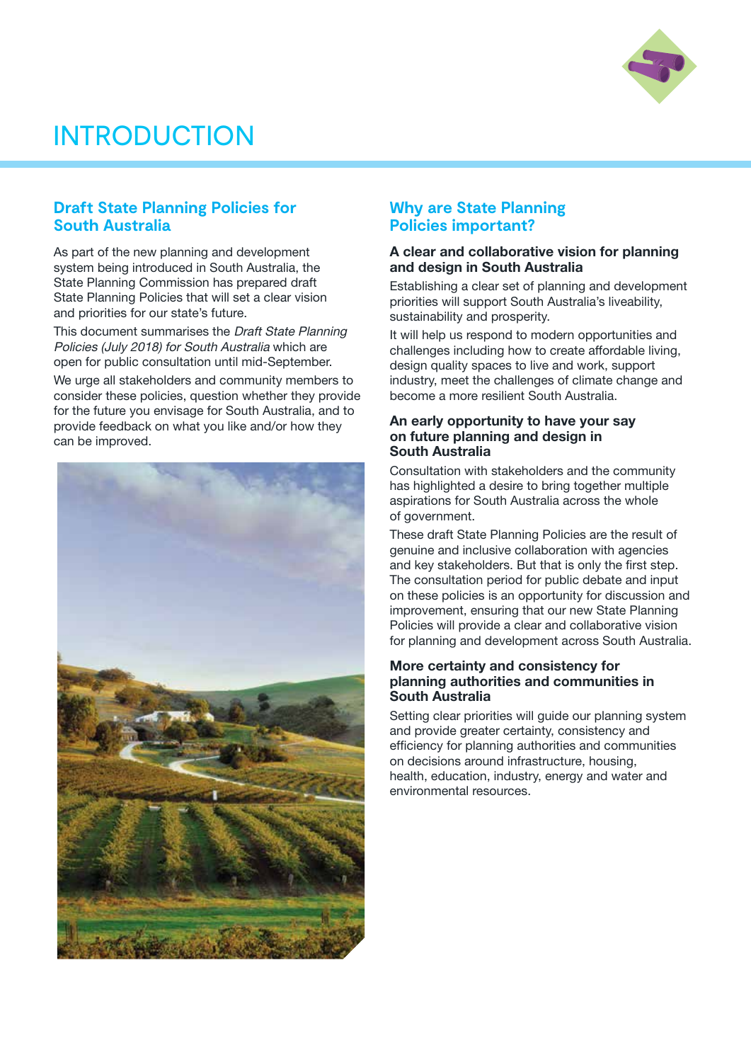# INTRODUCTION

## Draft State Planning Policies for South Australia

As part of the new planning and development system being introduced in South Australia, the State Planning Commission has prepared draft State Planning Policies that will set a clear vision and priorities for our state's future.

This document summarises the *Draft State Planning Policies (July 2018) for South Australia* which are open for public consultation until mid-September.

We urge all stakeholders and community members to consider these policies, question whether they provide for the future you envisage for South Australia, and to provide feedback on what you like and/or how they can be improved.

## Why are State Planning Policies important?

### A clear and collaborative vision for planning and design in South Australia

Establishing a clear set of planning and development priorities will support South Australia's liveability, sustainability and prosperity.

It will help us respond to modern opportunities and challenges including how to create affordable living, design quality spaces to live and work, support industry, meet the challenges of climate change and become a more resilient South Australia.

### An early opportunity to have your say on future planning and design in South Australia

Consultation with stakeholders and the community has highlighted a desire to bring together multiple aspirations for South Australia across the whole of government.

These draft State Planning Policies are the result of genuine and inclusive collaboration with agencies and key stakeholders. But that is only the first step. The consultation period for public debate and input on these policies is an opportunity for discussion and improvement, ensuring that our new State Planning Policies will provide a clear and collaborative vision for planning and development across South Australia.

### More certainty and consistency for planning authorities and communities in South Australia

Setting clear priorities will guide our planning system and provide greater certainty, consistency and efficiency for planning authorities and communities on decisions around infrastructure, housing, health, education, industry, energy and water and environmental resources.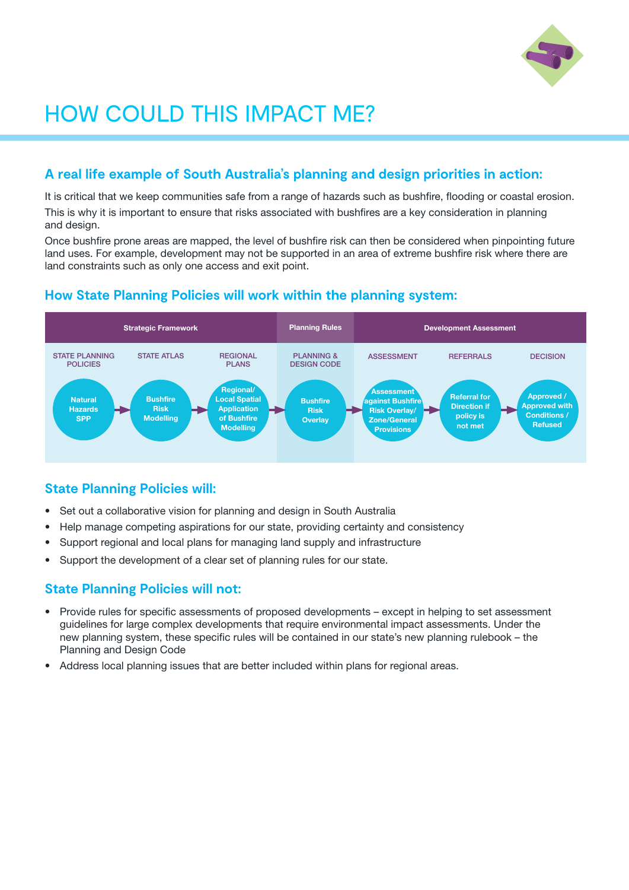# HOW COULD THIS IMPACT ME?

## A real life example of South Australia's planning and design priorities in action:

It is critical that we keep communities safe from a range of hazards such as bushfire, flooding or coastal erosion.

This is why it is important to ensure that risks associated with bushfires are a key consideration in planning and design.

Once bushfire prone areas are mapped, the level of bushfire risk can then be considered when pinpointing future land uses. For example, development may not be supported in an area of extreme bushfire risk where there are land constraints such as only one access and exit point.

## How State Planning Policies will work within the planning system:

| Strategic Framework | | | Planning Rules | Development Assessment | | |
|---|---|---|---|---|---|---|
| STATE PLANNING POLICIES | STATE ATLAS | REGIONAL PLANS | PLANNING & DESIGN CODE | ASSESSMENT | REFERRALS | DECISION |
| Natural Hazards SPP → | Bushfire Risk Modelling → | Regional/ Local Spatial Application of Bushfire Modelling → | Bushfire Risk Overlay → | Assessment against Bushfire Risk Overlay/ Zone/General Provisions → | Referral for Direction if policy is not met → | Approved / Approved with Conditions / Refused |

## State Planning Policies will:

- Set out a collaborative vision for planning and design in South Australia
- Help manage competing aspirations for our state, providing certainty and consistency
- Support regional and local plans for managing land supply and infrastructure
- Support the development of a clear set of planning rules for our state.

## State Planning Policies will not:

- Provide rules for specific assessments of proposed developments – except in helping to set assessment guidelines for large complex developments that require environmental impact assessments. Under the new planning system, these specific rules will be contained in our state's new planning rulebook – the Planning and Design Code
- Address local planning issues that are better included within plans for regional areas.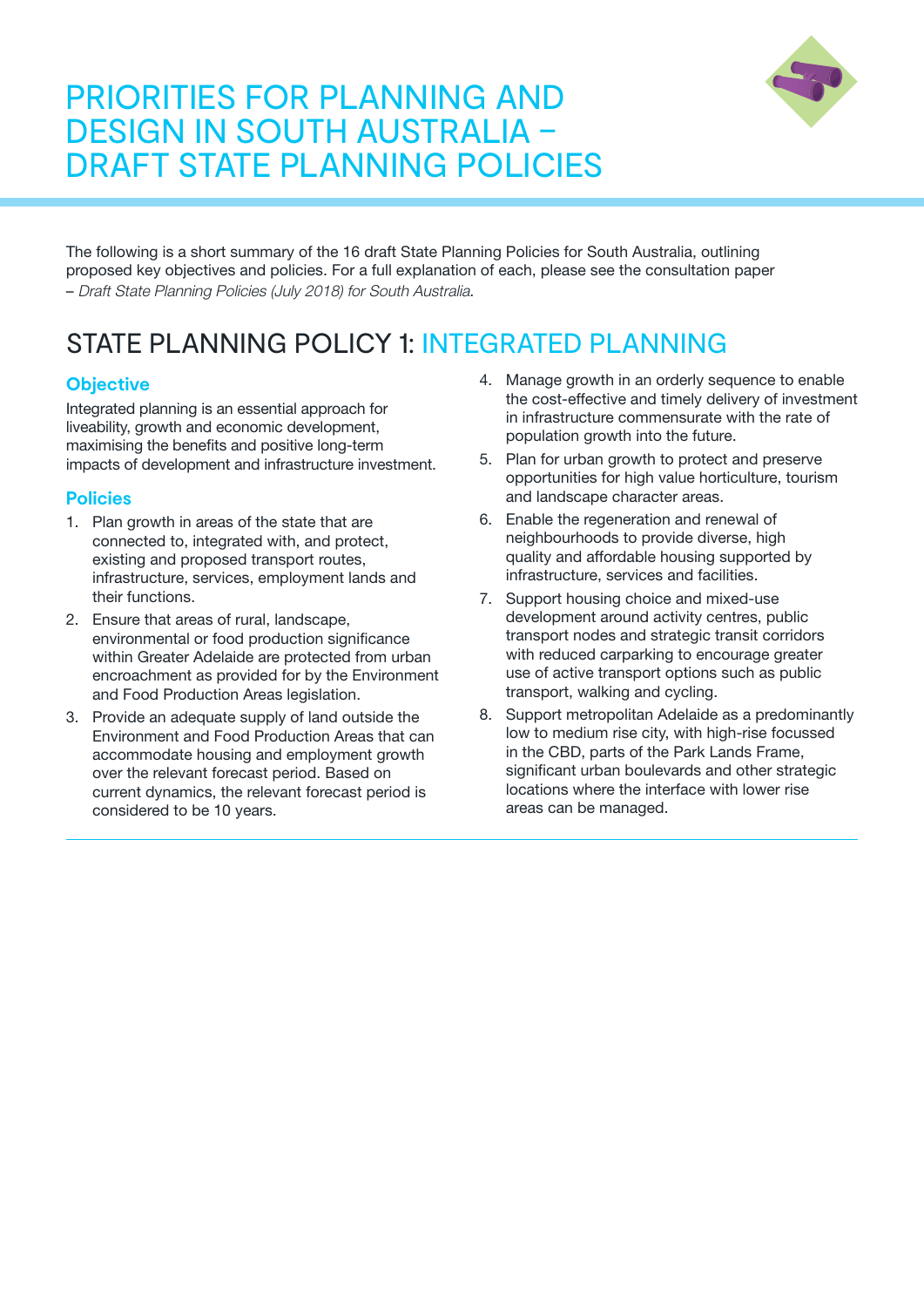# PRIORITIES FOR PLANNING AND DESIGN IN SOUTH AUSTRALIA – DRAFT STATE PLANNING POLICIES

The following is a short summary of the 16 draft State Planning Policies for South Australia, outlining proposed key objectives and policies. For a full explanation of each, please see the consultation paper – *Draft State Planning Policies (July 2018) for South Australia*.

## STATE PLANNING POLICY 1: INTEGRATED PLANNING

### Objective

Integrated planning is an essential approach for liveability, growth and economic development, maximising the benefits and positive long-term impacts of development and infrastructure investment.

### Policies

1. Plan growth in areas of the state that are connected to, integrated with, and protect, existing and proposed transport routes, infrastructure, services, employment lands and their functions.
2. Ensure that areas of rural, landscape, environmental or food production significance within Greater Adelaide are protected from urban encroachment as provided for by the Environment and Food Production Areas legislation.
3. Provide an adequate supply of land outside the Environment and Food Production Areas that can accommodate housing and employment growth over the relevant forecast period. Based on current dynamics, the relevant forecast period is considered to be 10 years.
4. Manage growth in an orderly sequence to enable the cost-effective and timely delivery of investment in infrastructure commensurate with the rate of population growth into the future.
5. Plan for urban growth to protect and preserve opportunities for high value horticulture, tourism and landscape character areas.
6. Enable the regeneration and renewal of neighbourhoods to provide diverse, high quality and affordable housing supported by infrastructure, services and facilities.
7. Support housing choice and mixed-use development around activity centres, public transport nodes and strategic transit corridors with reduced carparking to encourage greater use of active transport options such as public transport, walking and cycling.
8. Support metropolitan Adelaide as a predominantly low to medium rise city, with high-rise focussed in the CBD, parts of the Park Lands Frame, significant urban boulevards and other strategic locations where the interface with lower rise areas can be managed.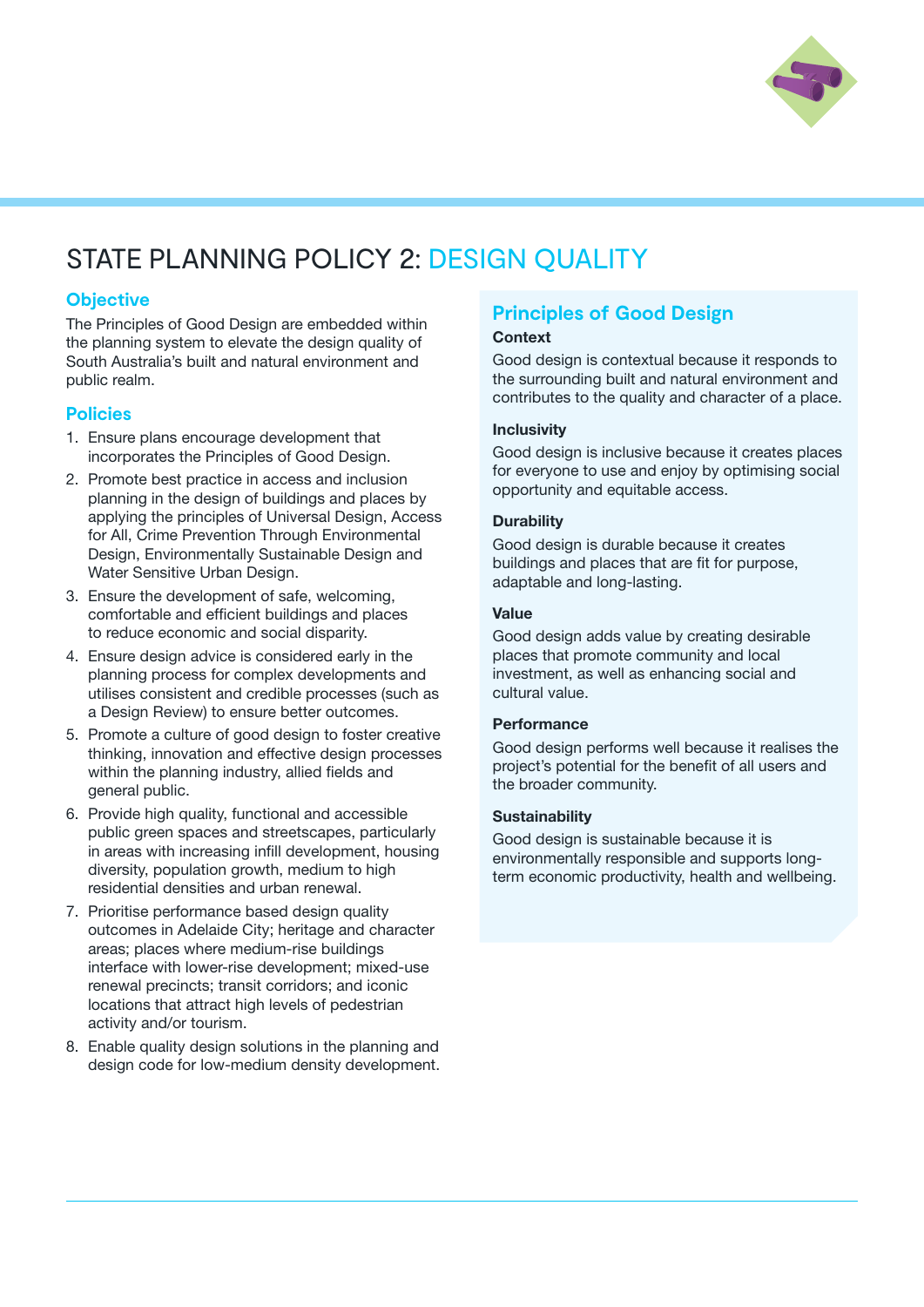# STATE PLANNING POLICY 2: DESIGN QUALITY

## Objective

The Principles of Good Design are embedded within the planning system to elevate the design quality of South Australia's built and natural environment and public realm.

## Policies

1. Ensure plans encourage development that incorporates the Principles of Good Design.
2. Promote best practice in access and inclusion planning in the design of buildings and places by applying the principles of Universal Design, Access for All, Crime Prevention Through Environmental Design, Environmentally Sustainable Design and Water Sensitive Urban Design.
3. Ensure the development of safe, welcoming, comfortable and efficient buildings and places to reduce economic and social disparity.
4. Ensure design advice is considered early in the planning process for complex developments and utilises consistent and credible processes (such as a Design Review) to ensure better outcomes.
5. Promote a culture of good design to foster creative thinking, innovation and effective design processes within the planning industry, allied fields and general public.
6. Provide high quality, functional and accessible public green spaces and streetscapes, particularly in areas with increasing infill development, housing diversity, population growth, medium to high residential densities and urban renewal.
7. Prioritise performance based design quality outcomes in Adelaide City; heritage and character areas; places where medium-rise buildings interface with lower-rise development; mixed-use renewal precincts; transit corridors; and iconic locations that attract high levels of pedestrian activity and/or tourism.
8. Enable quality design solutions in the planning and design code for low-medium density development.

## Principles of Good Design

### Context

Good design is contextual because it responds to the surrounding built and natural environment and contributes to the quality and character of a place.

### Inclusivity

Good design is inclusive because it creates places for everyone to use and enjoy by optimising social opportunity and equitable access.

### Durability

Good design is durable because it creates buildings and places that are fit for purpose, adaptable and long-lasting.

### Value

Good design adds value by creating desirable places that promote community and local investment, as well as enhancing social and cultural value.

### Performance

Good design performs well because it realises the project's potential for the benefit of all users and the broader community.

### Sustainability

Good design is sustainable because it is environmentally responsible and supports long-term economic productivity, health and wellbeing.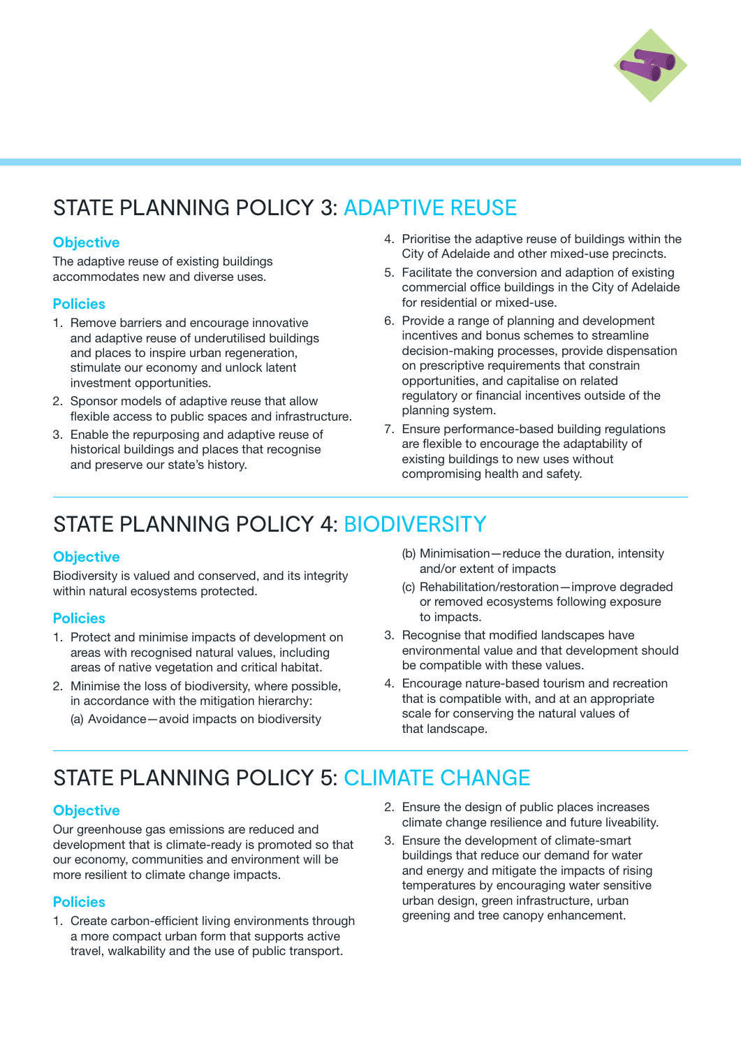## STATE PLANNING POLICY 3: ADAPTIVE REUSE

### Objective

The adaptive reuse of existing buildings accommodates new and diverse uses.

### Policies

1. Remove barriers and encourage innovative and adaptive reuse of underutilised buildings and places to inspire urban regeneration, stimulate our economy and unlock latent investment opportunities.
2. Sponsor models of adaptive reuse that allow flexible access to public spaces and infrastructure.
3. Enable the repurposing and adaptive reuse of historical buildings and places that recognise and preserve our state's history.
4. Prioritise the adaptive reuse of buildings within the City of Adelaide and other mixed-use precincts.
5. Facilitate the conversion and adaption of existing commercial office buildings in the City of Adelaide for residential or mixed-use.
6. Provide a range of planning and development incentives and bonus schemes to streamline decision-making processes, provide dispensation on prescriptive requirements that constrain opportunities, and capitalise on related regulatory or financial incentives outside of the planning system.
7. Ensure performance-based building regulations are flexible to encourage the adaptability of existing buildings to new uses without compromising health and safety.

## STATE PLANNING POLICY 4: BIODIVERSITY

### Objective

Biodiversity is valued and conserved, and its integrity within natural ecosystems protected.

### Policies

1. Protect and minimise impacts of development on areas with recognised natural values, including areas of native vegetation and critical habitat.
2. Minimise the loss of biodiversity, where possible, in accordance with the mitigation hierarchy:
   (a) Avoidance—avoid impacts on biodiversity
   (b) Minimisation—reduce the duration, intensity and/or extent of impacts
   (c) Rehabilitation/restoration—improve degraded or removed ecosystems following exposure to impacts.
3. Recognise that modified landscapes have environmental value and that development should be compatible with these values.
4. Encourage nature-based tourism and recreation that is compatible with, and at an appropriate scale for conserving the natural values of that landscape.

## STATE PLANNING POLICY 5: CLIMATE CHANGE

### Objective

Our greenhouse gas emissions are reduced and development that is climate-ready is promoted so that our economy, communities and environment will be more resilient to climate change impacts.

### Policies

1. Create carbon-efficient living environments through a more compact urban form that supports active travel, walkability and the use of public transport.
2. Ensure the design of public places increases climate change resilience and future liveability.
3. Ensure the development of climate-smart buildings that reduce our demand for water and energy and mitigate the impacts of rising temperatures by encouraging water sensitive urban design, green infrastructure, urban greening and tree canopy enhancement.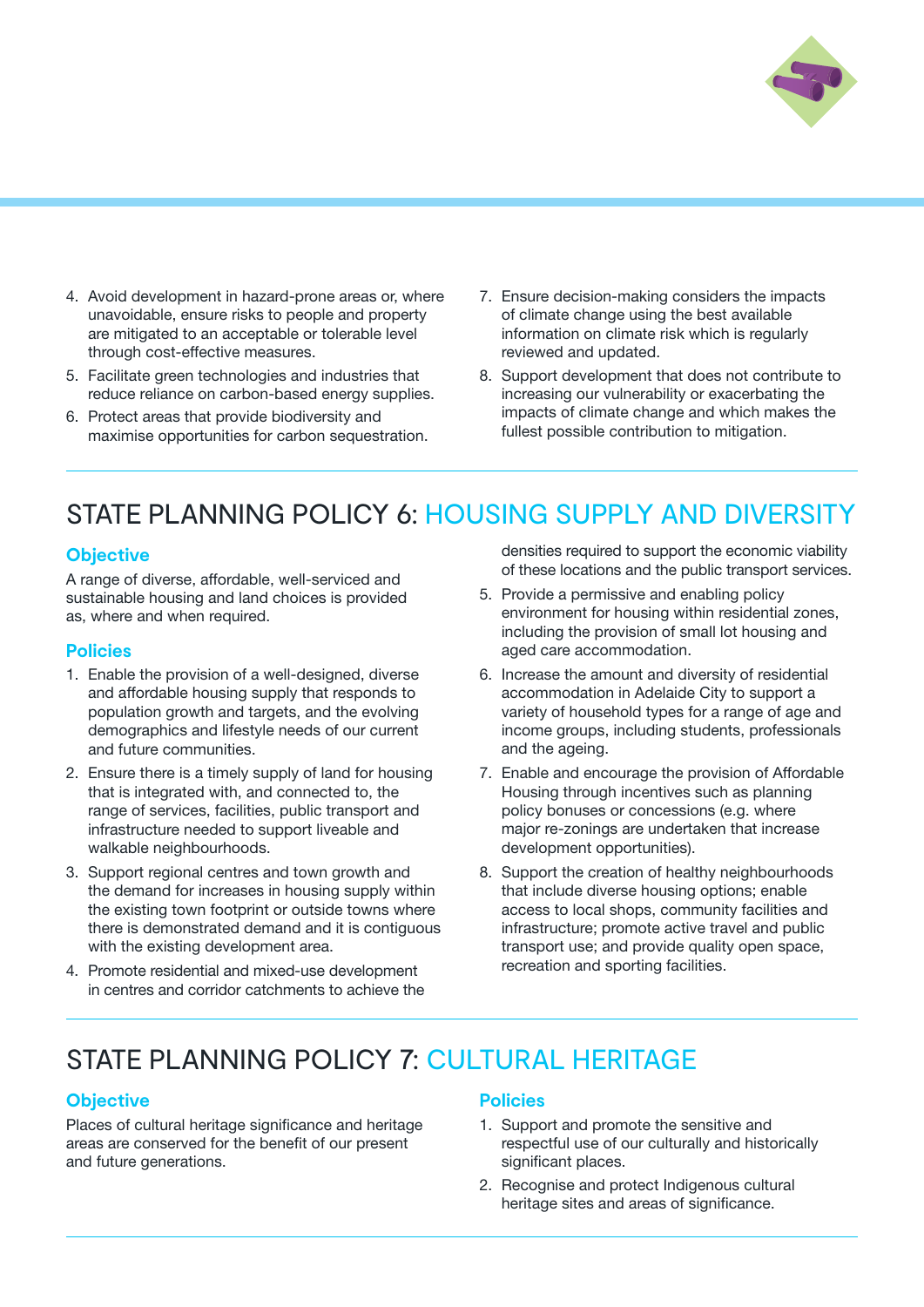4. Avoid development in hazard-prone areas or, where unavoidable, ensure risks to people and property are mitigated to an acceptable or tolerable level through cost-effective measures.
5. Facilitate green technologies and industries that reduce reliance on carbon-based energy supplies.
6. Protect areas that provide biodiversity and maximise opportunities for carbon sequestration.
7. Ensure decision-making considers the impacts of climate change using the best available information on climate risk which is regularly reviewed and updated.
8. Support development that does not contribute to increasing our vulnerability or exacerbating the impacts of climate change and which makes the fullest possible contribution to mitigation.

## STATE PLANNING POLICY 6: HOUSING SUPPLY AND DIVERSITY

### Objective

A range of diverse, affordable, well-serviced and sustainable housing and land choices is provided as, where and when required.

### Policies

1. Enable the provision of a well-designed, diverse and affordable housing supply that responds to population growth and targets, and the evolving demographics and lifestyle needs of our current and future communities.
2. Ensure there is a timely supply of land for housing that is integrated with, and connected to, the range of services, facilities, public transport and infrastructure needed to support liveable and walkable neighbourhoods.
3. Support regional centres and town growth and the demand for increases in housing supply within the existing town footprint or outside towns where there is demonstrated demand and it is contiguous with the existing development area.
4. Promote residential and mixed-use development in centres and corridor catchments to achieve the densities required to support the economic viability of these locations and the public transport services.
5. Provide a permissive and enabling policy environment for housing within residential zones, including the provision of small lot housing and aged care accommodation.
6. Increase the amount and diversity of residential accommodation in Adelaide City to support a variety of household types for a range of age and income groups, including students, professionals and the ageing.
7. Enable and encourage the provision of Affordable Housing through incentives such as planning policy bonuses or concessions (e.g. where major re-zonings are undertaken that increase development opportunities).
8. Support the creation of healthy neighbourhoods that include diverse housing options; enable access to local shops, community facilities and infrastructure; promote active travel and public transport use; and provide quality open space, recreation and sporting facilities.

## STATE PLANNING POLICY 7: CULTURAL HERITAGE

### Objective

Places of cultural heritage significance and heritage areas are conserved for the benefit of our present and future generations.

### Policies

1. Support and promote the sensitive and respectful use of our culturally and historically significant places.
2. Recognise and protect Indigenous cultural heritage sites and areas of significance.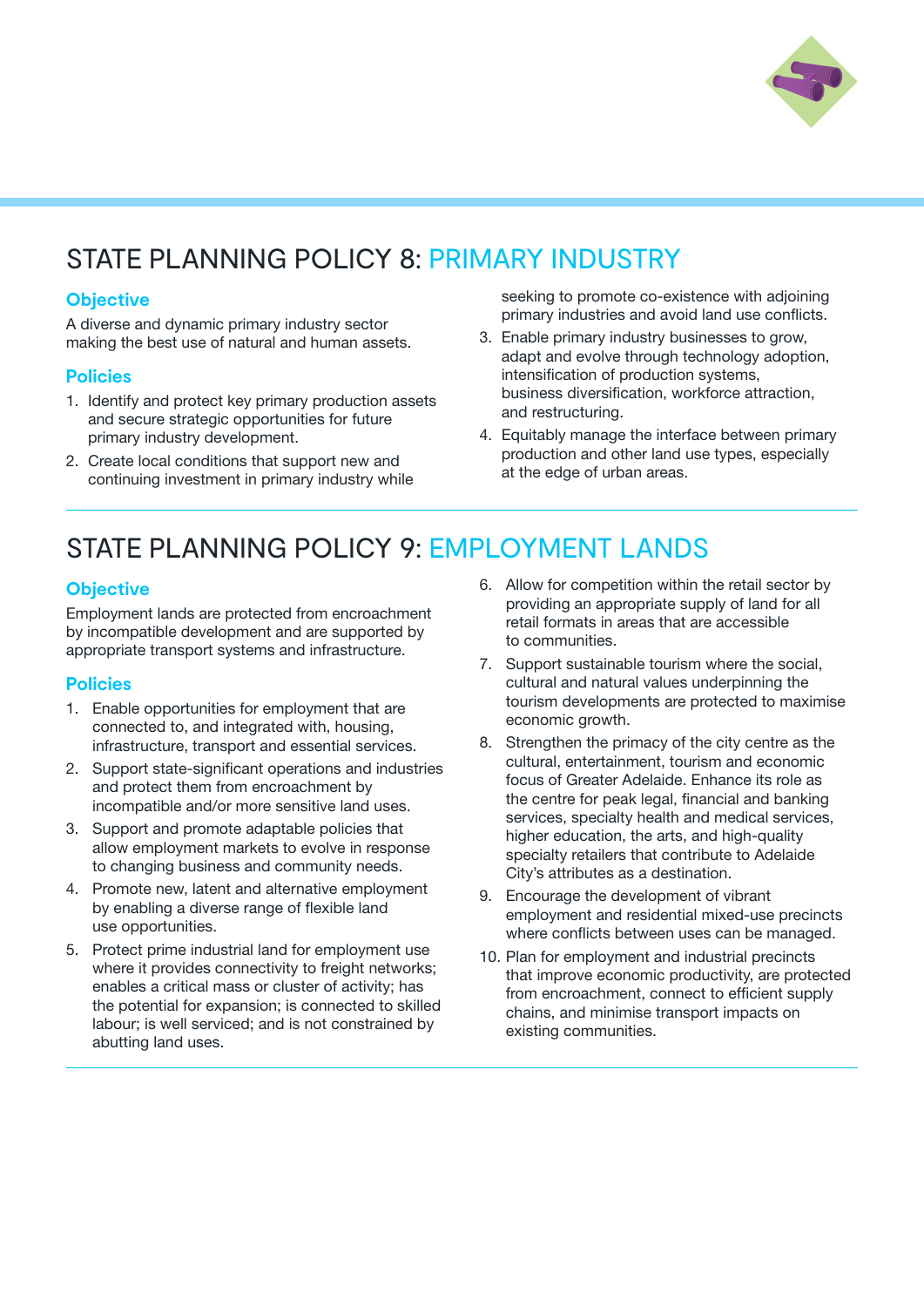# STATE PLANNING POLICY 8: PRIMARY INDUSTRY

### Objective

A diverse and dynamic primary industry sector making the best use of natural and human assets.

### Policies

1. Identify and protect key primary production assets and secure strategic opportunities for future primary industry development.
2. Create local conditions that support new and continuing investment in primary industry while seeking to promote co-existence with adjoining primary industries and avoid land use conflicts.
3. Enable primary industry businesses to grow, adapt and evolve through technology adoption, intensification of production systems, business diversification, workforce attraction, and restructuring.
4. Equitably manage the interface between primary production and other land use types, especially at the edge of urban areas.

# STATE PLANNING POLICY 9: EMPLOYMENT LANDS

### Objective

Employment lands are protected from encroachment by incompatible development and are supported by appropriate transport systems and infrastructure.

### Policies

1. Enable opportunities for employment that are connected to, and integrated with, housing, infrastructure, transport and essential services.
2. Support state-significant operations and industries and protect them from encroachment by incompatible and/or more sensitive land uses.
3. Support and promote adaptable policies that allow employment markets to evolve in response to changing business and community needs.
4. Promote new, latent and alternative employment by enabling a diverse range of flexible land use opportunities.
5. Protect prime industrial land for employment use where it provides connectivity to freight networks; enables a critical mass or cluster of activity; has the potential for expansion; is connected to skilled labour; is well serviced; and is not constrained by abutting land uses.
6. Allow for competition within the retail sector by providing an appropriate supply of land for all retail formats in areas that are accessible to communities.
7. Support sustainable tourism where the social, cultural and natural values underpinning the tourism developments are protected to maximise economic growth.
8. Strengthen the primacy of the city centre as the cultural, entertainment, tourism and economic focus of Greater Adelaide. Enhance its role as the centre for peak legal, financial and banking services, specialty health and medical services, higher education, the arts, and high-quality specialty retailers that contribute to Adelaide City's attributes as a destination.
9. Encourage the development of vibrant employment and residential mixed-use precincts where conflicts between uses can be managed.
10. Plan for employment and industrial precincts that improve economic productivity, are protected from encroachment, connect to efficient supply chains, and minimise transport impacts on existing communities.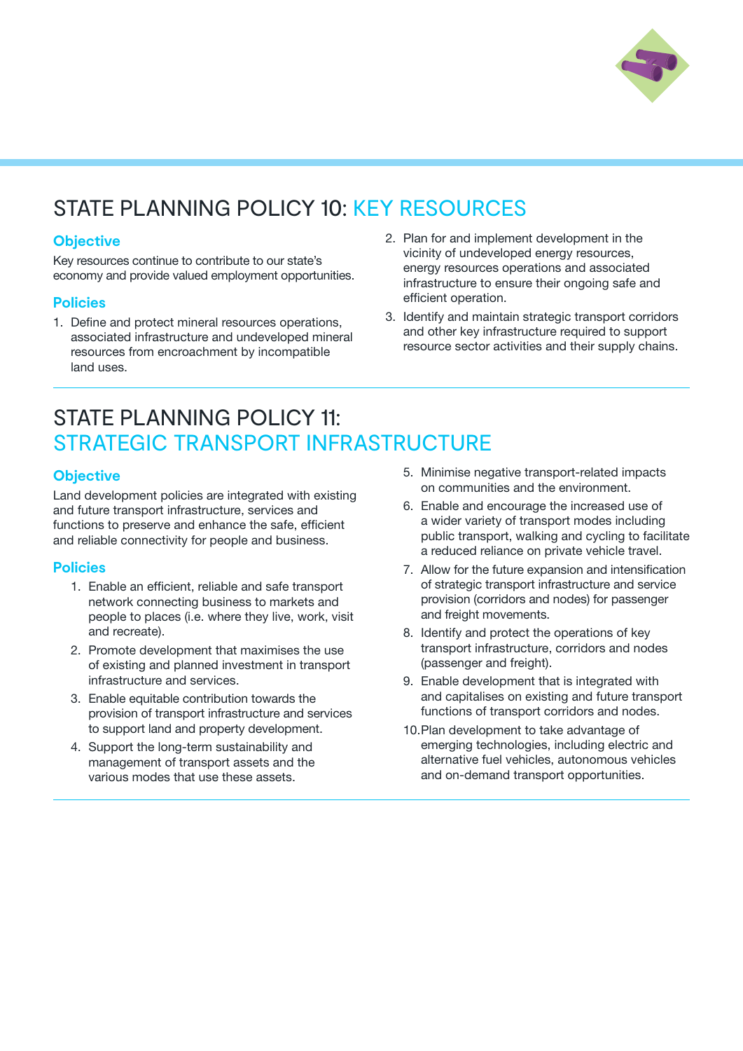# STATE PLANNING POLICY 10: KEY RESOURCES

### Objective

Key resources continue to contribute to our state's economy and provide valued employment opportunities.

### Policies

1. Define and protect mineral resources operations, associated infrastructure and undeveloped mineral resources from encroachment by incompatible land uses.
2. Plan for and implement development in the vicinity of undeveloped energy resources, energy resources operations and associated infrastructure to ensure their ongoing safe and efficient operation.
3. Identify and maintain strategic transport corridors and other key infrastructure required to support resource sector activities and their supply chains.

# STATE PLANNING POLICY 11: STRATEGIC TRANSPORT INFRASTRUCTURE

### Objective

Land development policies are integrated with existing and future transport infrastructure, services and functions to preserve and enhance the safe, efficient and reliable connectivity for people and business.

### Policies

1. Enable an efficient, reliable and safe transport network connecting business to markets and people to places (i.e. where they live, work, visit and recreate).
2. Promote development that maximises the use of existing and planned investment in transport infrastructure and services.
3. Enable equitable contribution towards the provision of transport infrastructure and services to support land and property development.
4. Support the long-term sustainability and management of transport assets and the various modes that use these assets.
5. Minimise negative transport-related impacts on communities and the environment.
6. Enable and encourage the increased use of a wider variety of transport modes including public transport, walking and cycling to facilitate a reduced reliance on private vehicle travel.
7. Allow for the future expansion and intensification of strategic transport infrastructure and service provision (corridors and nodes) for passenger and freight movements.
8. Identify and protect the operations of key transport infrastructure, corridors and nodes (passenger and freight).
9. Enable development that is integrated with and capitalises on existing and future transport functions of transport corridors and nodes.
10. Plan development to take advantage of emerging technologies, including electric and alternative fuel vehicles, autonomous vehicles and on-demand transport opportunities.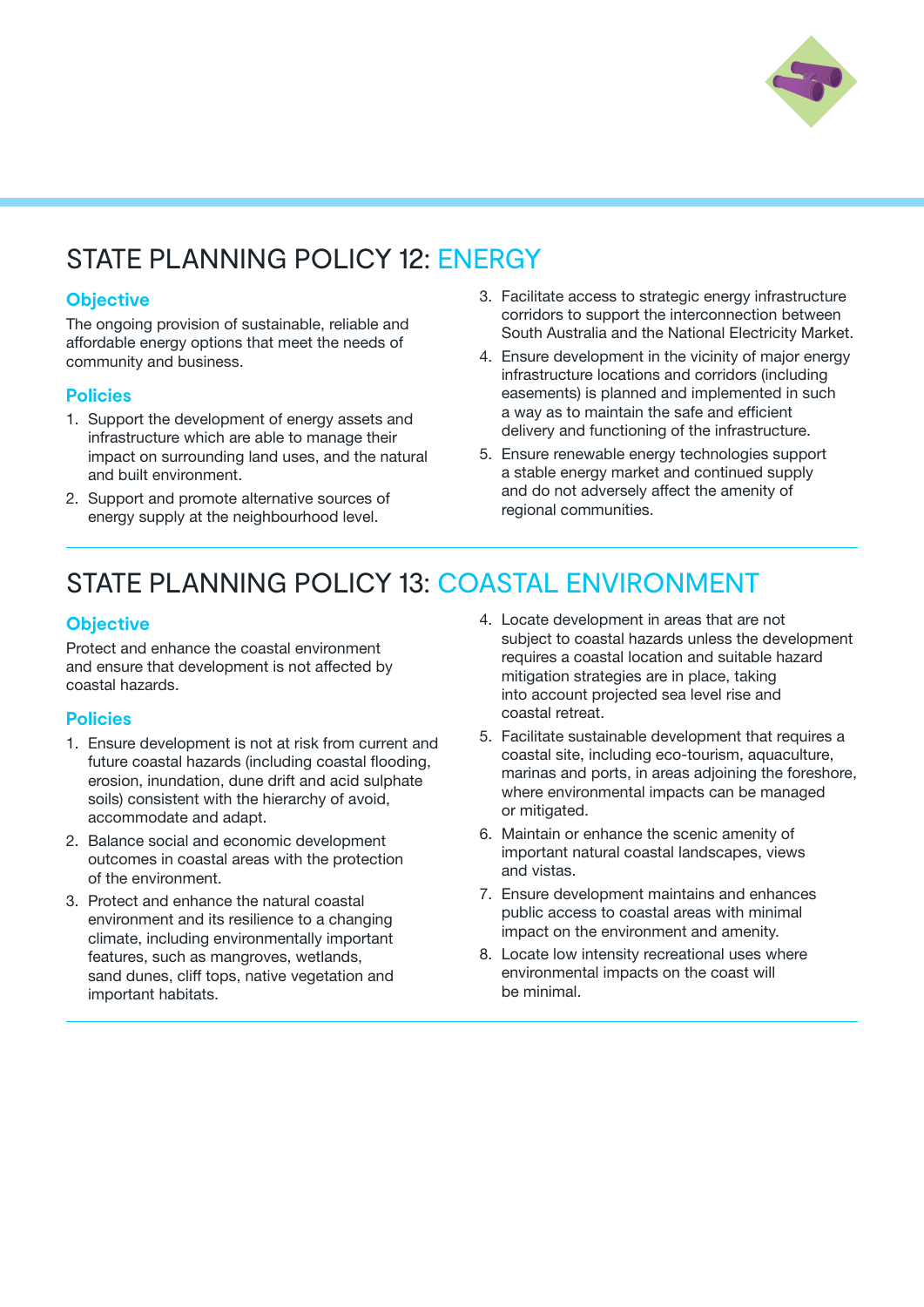## STATE PLANNING POLICY 12: ENERGY

### Objective

The ongoing provision of sustainable, reliable and affordable energy options that meet the needs of community and business.

### Policies

1. Support the development of energy assets and infrastructure which are able to manage their impact on surrounding land uses, and the natural and built environment.
2. Support and promote alternative sources of energy supply at the neighbourhood level.
3. Facilitate access to strategic energy infrastructure corridors to support the interconnection between South Australia and the National Electricity Market.
4. Ensure development in the vicinity of major energy infrastructure locations and corridors (including easements) is planned and implemented in such a way as to maintain the safe and efficient delivery and functioning of the infrastructure.
5. Ensure renewable energy technologies support a stable energy market and continued supply and do not adversely affect the amenity of regional communities.

## STATE PLANNING POLICY 13: COASTAL ENVIRONMENT

### Objective

Protect and enhance the coastal environment and ensure that development is not affected by coastal hazards.

### Policies

1. Ensure development is not at risk from current and future coastal hazards (including coastal flooding, erosion, inundation, dune drift and acid sulphate soils) consistent with the hierarchy of avoid, accommodate and adapt.
2. Balance social and economic development outcomes in coastal areas with the protection of the environment.
3. Protect and enhance the natural coastal environment and its resilience to a changing climate, including environmentally important features, such as mangroves, wetlands, sand dunes, cliff tops, native vegetation and important habitats.
4. Locate development in areas that are not subject to coastal hazards unless the development requires a coastal location and suitable hazard mitigation strategies are in place, taking into account projected sea level rise and coastal retreat.
5. Facilitate sustainable development that requires a coastal site, including eco-tourism, aquaculture, marinas and ports, in areas adjoining the foreshore, where environmental impacts can be managed or mitigated.
6. Maintain or enhance the scenic amenity of important natural coastal landscapes, views and vistas.
7. Ensure development maintains and enhances public access to coastal areas with minimal impact on the environment and amenity.
8. Locate low intensity recreational uses where environmental impacts on the coast will be minimal.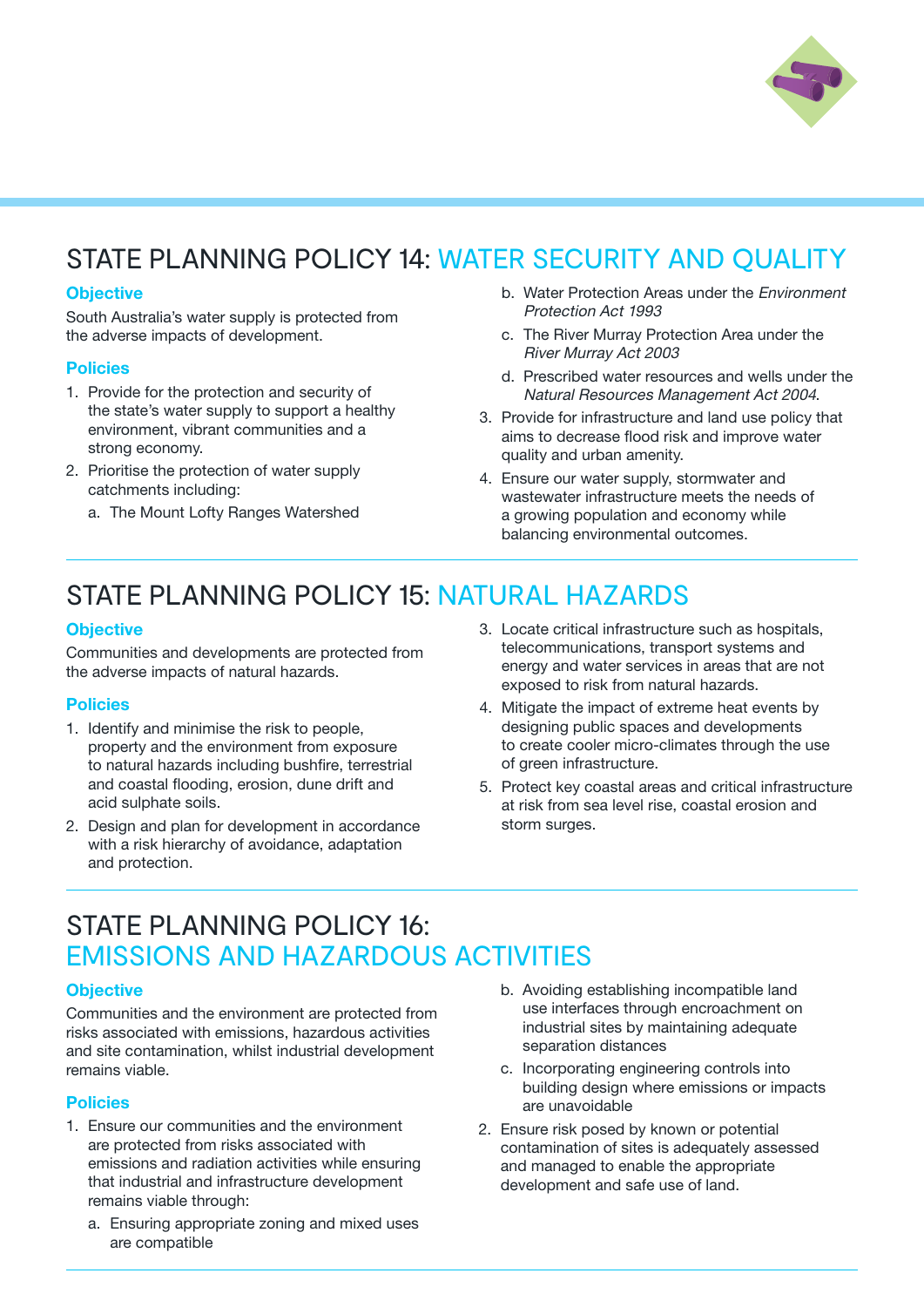## STATE PLANNING POLICY 14: WATER SECURITY AND QUALITY

### Objective

South Australia's water supply is protected from the adverse impacts of development.

### Policies

1. Provide for the protection and security of the state's water supply to support a healthy environment, vibrant communities and a strong economy.
2. Prioritise the protection of water supply catchments including:
   a. The Mount Lofty Ranges Watershed
   b. Water Protection Areas under the *Environment Protection Act 1993*
   c. The River Murray Protection Area under the *River Murray Act 2003*
   d. Prescribed water resources and wells under the *Natural Resources Management Act 2004*.
3. Provide for infrastructure and land use policy that aims to decrease flood risk and improve water quality and urban amenity.
4. Ensure our water supply, stormwater and wastewater infrastructure meets the needs of a growing population and economy while balancing environmental outcomes.

## STATE PLANNING POLICY 15: NATURAL HAZARDS

### Objective

Communities and developments are protected from the adverse impacts of natural hazards.

### Policies

1. Identify and minimise the risk to people, property and the environment from exposure to natural hazards including bushfire, terrestrial and coastal flooding, erosion, dune drift and acid sulphate soils.
2. Design and plan for development in accordance with a risk hierarchy of avoidance, adaptation and protection.
3. Locate critical infrastructure such as hospitals, telecommunications, transport systems and energy and water services in areas that are not exposed to risk from natural hazards.
4. Mitigate the impact of extreme heat events by designing public spaces and developments to create cooler micro-climates through the use of green infrastructure.
5. Protect key coastal areas and critical infrastructure at risk from sea level rise, coastal erosion and storm surges.

## STATE PLANNING POLICY 16: EMISSIONS AND HAZARDOUS ACTIVITIES

### Objective

Communities and the environment are protected from risks associated with emissions, hazardous activities and site contamination, whilst industrial development remains viable.

### Policies

1. Ensure our communities and the environment are protected from risks associated with emissions and radiation activities while ensuring that industrial and infrastructure development remains viable through:
   a. Ensuring appropriate zoning and mixed uses are compatible
   b. Avoiding establishing incompatible land use interfaces through encroachment on industrial sites by maintaining adequate separation distances
   c. Incorporating engineering controls into building design where emissions or impacts are unavoidable
2. Ensure risk posed by known or potential contamination of sites is adequately assessed and managed to enable the appropriate development and safe use of land.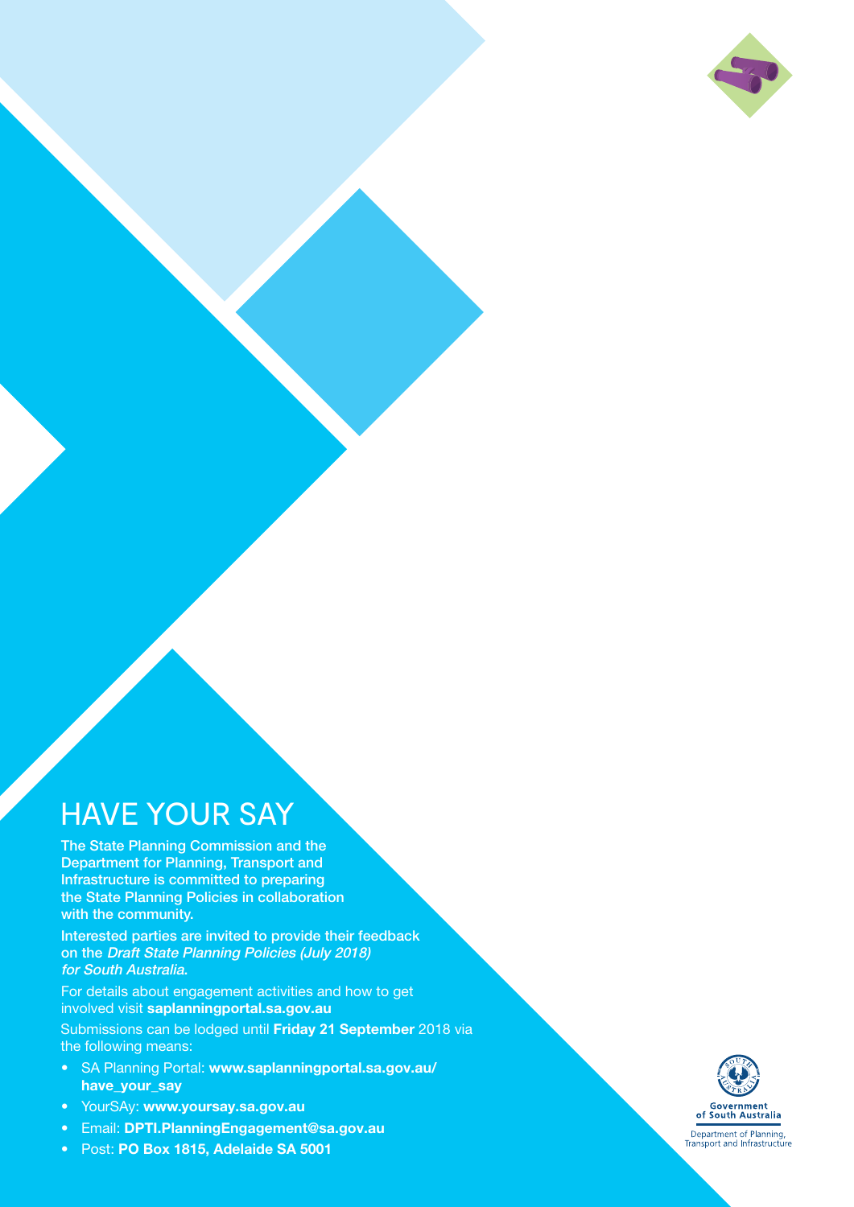# HAVE YOUR SAY

**The State Planning Commission and the Department for Planning, Transport and Infrastructure is committed to preparing the State Planning Policies in collaboration with the community.**

**Interested parties are invited to provide their feedback on the *Draft State Planning Policies (July 2018) for South Australia*.**

For details about engagement activities and how to get involved visit **saplanningportal.sa.gov.au**

Submissions can be lodged until **Friday 21 September** 2018 via the following means:

- SA Planning Portal: **www.saplanningportal.sa.gov.au/have_your_say**
- YourSAy: **www.yoursay.sa.gov.au**
- Email: **DPTI.PlanningEngagement@sa.gov.au**
- Post: **PO Box 1815, Adelaide SA 5001**

Government of South Australia
Department of Planning, Transport and Infrastructure